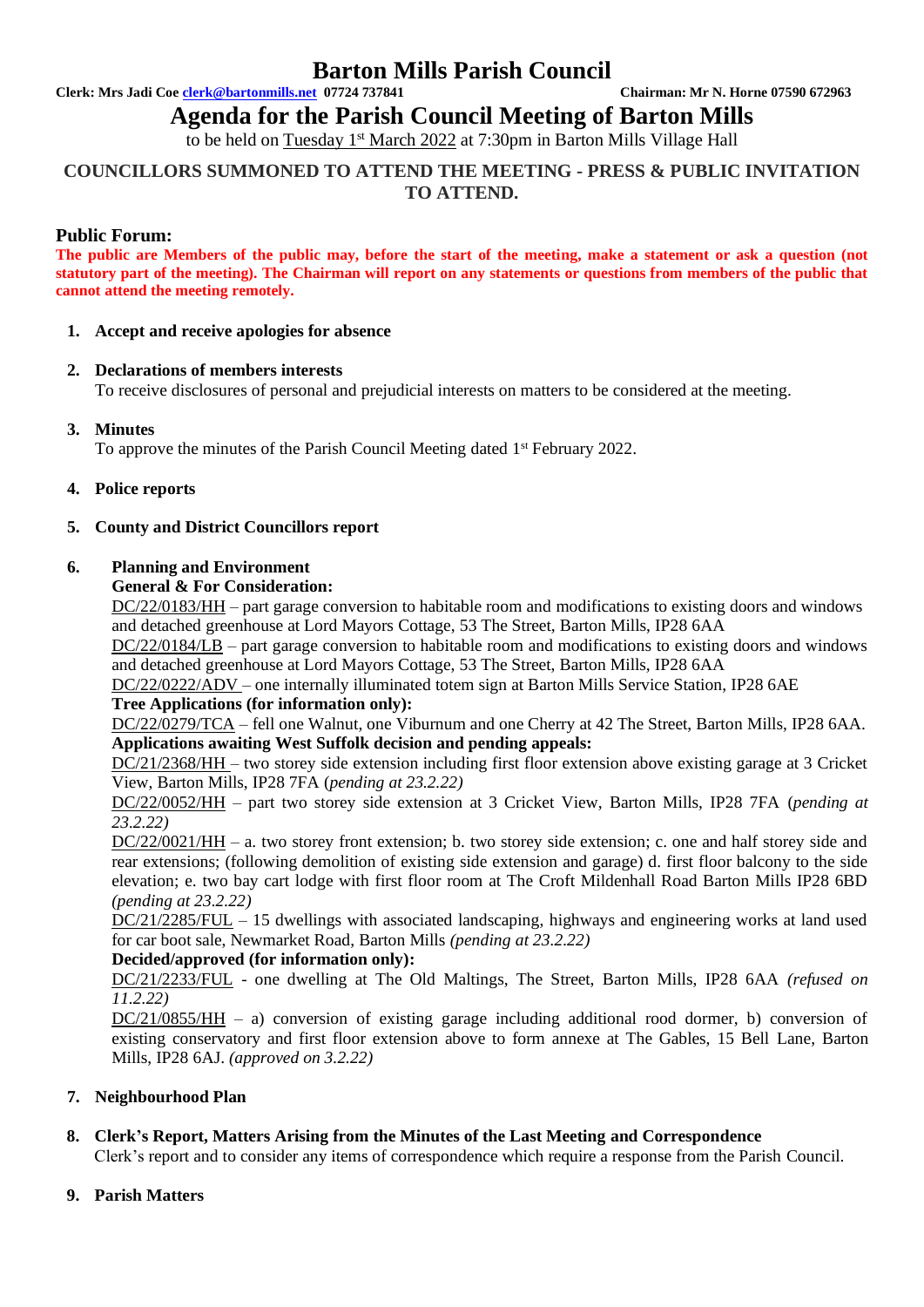# Barton Mills Parish Council

**Clerk: Mrs Jadi Coe clerk@bartonmills.net 07724 737841** **Chairman: Mr N. Horne 07590 672963**

## Agenda for the Parish Council Meeting of Barton Mills

to be held on Tuesday 1st March 2022 at 7:30pm in Barton Mills Village Hall

**COUNCILLORS SUMMONED TO ATTEND THE MEETING - PRESS & PUBLIC INVITATION TO ATTEND.**

### Public Forum:

**The public are Members of the public may, before the start of the meeting, make a statement or ask a question (not statutory part of the meeting). The Chairman will report on any statements or questions from members of the public that cannot attend the meeting remotely.**

1. **Accept and receive apologies for absence**

2. **Declarations of members interests**
   To receive disclosures of personal and prejudicial interests on matters to be considered at the meeting.

3. **Minutes**
   To approve the minutes of the Parish Council Meeting dated 1st February 2022.

4. **Police reports**

5. **County and District Councillors report**

6. **Planning and Environment**
   **General & For Consideration:**
   DC/22/0183/HH – part garage conversion to habitable room and modifications to existing doors and windows and detached greenhouse at Lord Mayors Cottage, 53 The Street, Barton Mills, IP28 6AA
   DC/22/0184/LB – part garage conversion to habitable room and modifications to existing doors and windows and detached greenhouse at Lord Mayors Cottage, 53 The Street, Barton Mills, IP28 6AA
   DC/22/0222/ADV – one internally illuminated totem sign at Barton Mills Service Station, IP28 6AE
   **Tree Applications (for information only):**
   DC/22/0279/TCA – fell one Walnut, one Viburnum and one Cherry at 42 The Street, Barton Mills, IP28 6AA.
   **Applications awaiting West Suffolk decision and pending appeals:**
   DC/21/2368/HH – two storey side extension including first floor extension above existing garage at 3 Cricket View, Barton Mills, IP28 7FA (*pending at 23.2.22)*
   DC/22/0052/HH – part two storey side extension at 3 Cricket View, Barton Mills, IP28 7FA (*pending at 23.2.22)*
   DC/22/0021/HH – a. two storey front extension; b. two storey side extension; c. one and half storey side and rear extensions; (following demolition of existing side extension and garage) d. first floor balcony to the side elevation; e. two bay cart lodge with first floor room at The Croft Mildenhall Road Barton Mills IP28 6BD *(pending at 23.2.22)*
   DC/21/2285/FUL – 15 dwellings with associated landscaping, highways and engineering works at land used for car boot sale, Newmarket Road, Barton Mills *(pending at 23.2.22)*
   **Decided/approved (for information only):**
   DC/21/2233/FUL - one dwelling at The Old Maltings, The Street, Barton Mills, IP28 6AA *(refused on 11.2.22)*
   DC/21/0855/HH – a) conversion of existing garage including additional rood dormer, b) conversion of existing conservatory and first floor extension above to form annexe at The Gables, 15 Bell Lane, Barton Mills, IP28 6AJ. *(approved on 3.2.22)*

7. **Neighbourhood Plan**

8. **Clerk's Report, Matters Arising from the Minutes of the Last Meeting and Correspondence**
   Clerk's report and to consider any items of correspondence which require a response from the Parish Council.

9. **Parish Matters**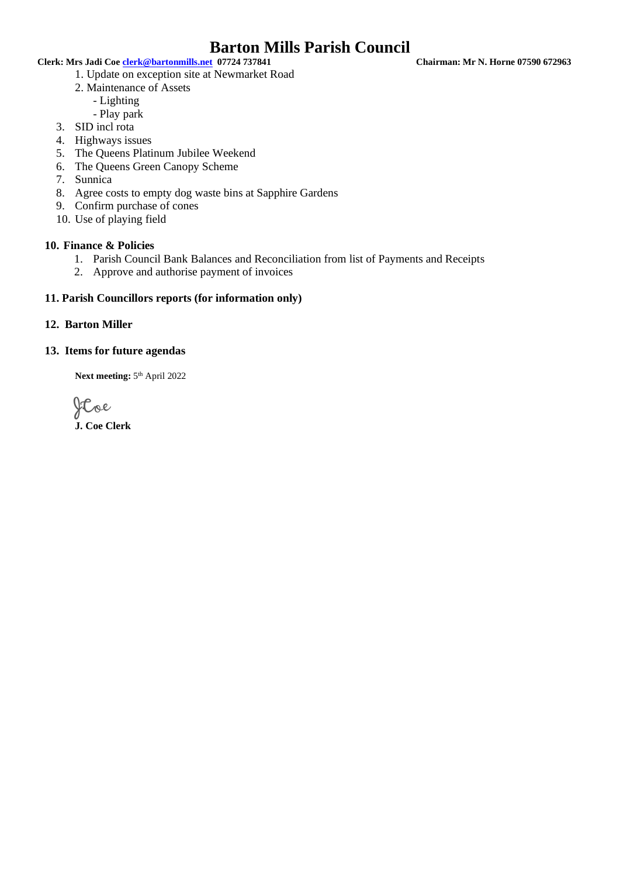1. Update on exception site at Newmarket Road
2. Maintenance of Assets
   - Lighting
   - Play park
3. SID incl rota
4. Highways issues
5. The Queens Platinum Jubilee Weekend
6. The Queens Green Canopy Scheme
7. Sunnica
8. Agree costs to empty dog waste bins at Sapphire Gardens
9. Confirm purchase of cones
10. Use of playing field

**10. Finance & Policies**

1. Parish Council Bank Balances and Reconciliation from list of Payments and Receipts
2. Approve and authorise payment of invoices

**11. Parish Councillors reports (for information only)**

**12. Barton Miller**

**13. Items for future agendas**

**Next meeting:** 5th April 2022

JCoe

**J. Coe Clerk**